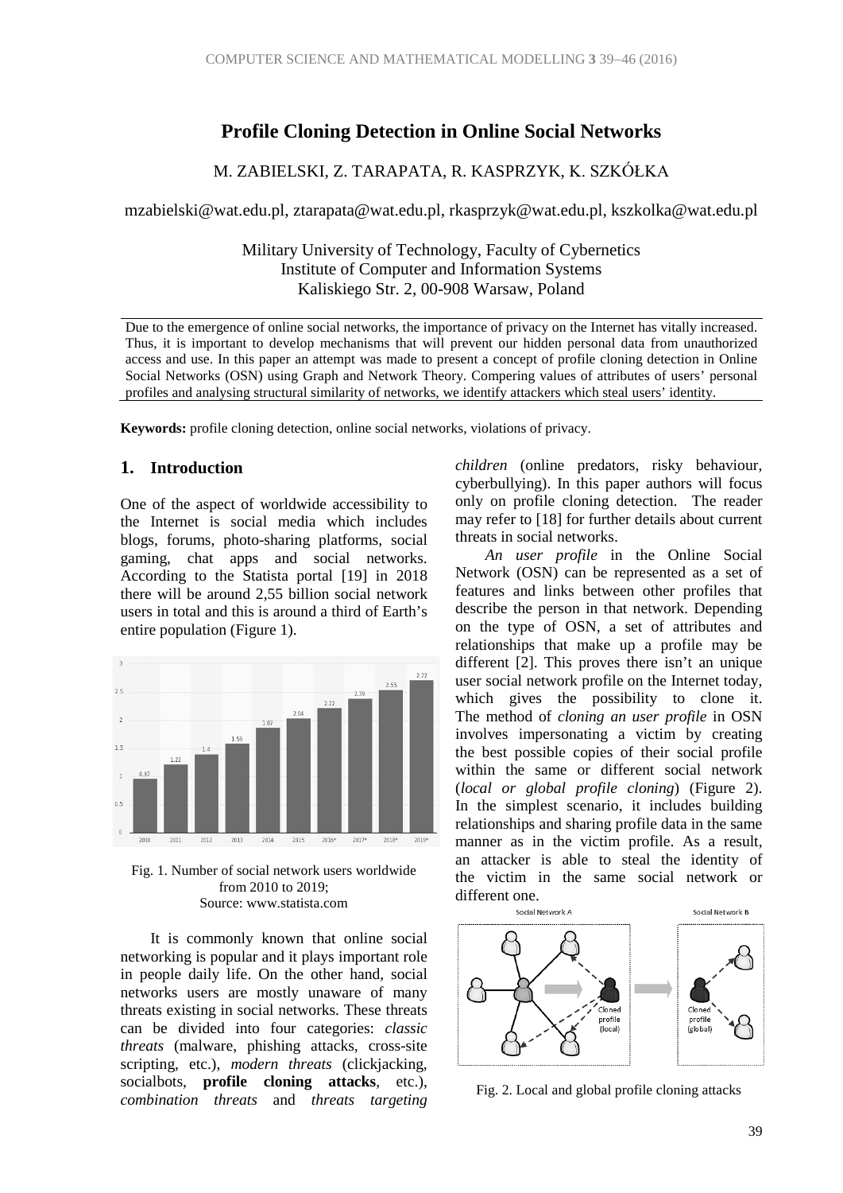# Profile Cloning Detection in Online Social Networks

M. ZABIELSKI, Z. TARAPATA, R. KASPRZYK, K. SZKÓŁKA

mzabielski@wat.edu.pl, ztarapata@wat.edu.pl, rkasprzyk@wat.edu.pl, kszkolka@wat.edu.pl

Military University of Technology, Faculty of Cybernetics
Institute of Computer and Information Systems
Kaliskiego Str. 2, 00-908 Warsaw, Poland

Due to the emergence of online social networks, the importance of privacy on the Internet has vitally increased. Thus, it is important to develop mechanisms that will prevent our hidden personal data from unauthorized access and use. In this paper an attempt was made to present a concept of profile cloning detection in Online Social Networks (OSN) using Graph and Network Theory. Compering values of attributes of users' personal profiles and analysing structural similarity of networks, we identify attackers which steal users' identity.

**Keywords:** profile cloning detection, online social networks, violations of privacy.

## 1. Introduction

One of the aspect of worldwide accessibility to the Internet is social media which includes blogs, forums, photo-sharing platforms, social gaming, chat apps and social networks. According to the Statista portal [19] in 2018 there will be around 2,55 billion social network users in total and this is around a third of Earth's entire population (Figure 1).

Fig. 1. Number of social network users worldwide from 2010 to 2019;
Source: www.statista.com

It is commonly known that online social networking is popular and it plays important role in people daily life. On the other hand, social networks users are mostly unaware of many threats existing in social networks. These threats can be divided into four categories: *classic threats* (malware, phishing attacks, cross-site scripting, etc.), *modern threats* (clickjacking, socialbots, **profile cloning attacks**, etc.), *combination threats* and *threats targeting children* (online predators, risky behaviour, cyberbullying). In this paper authors will focus only on profile cloning detection. The reader may refer to [18] for further details about current threats in social networks.

*An user profile* in the Online Social Network (OSN) can be represented as a set of features and links between other profiles that describe the person in that network. Depending on the type of OSN, a set of attributes and relationships that make up a profile may be different [2]. This proves there isn't an unique user social network profile on the Internet today, which gives the possibility to clone it. The method of *cloning an user profile* in OSN involves impersonating a victim by creating the best possible copies of their social profile within the same or different social network (*local or global profile cloning*) (Figure 2). In the simplest scenario, it includes building relationships and sharing profile data in the same manner as in the victim profile. As a result, an attacker is able to steal the identity of the victim in the same social network or different one.

Fig. 2. Local and global profile cloning attacks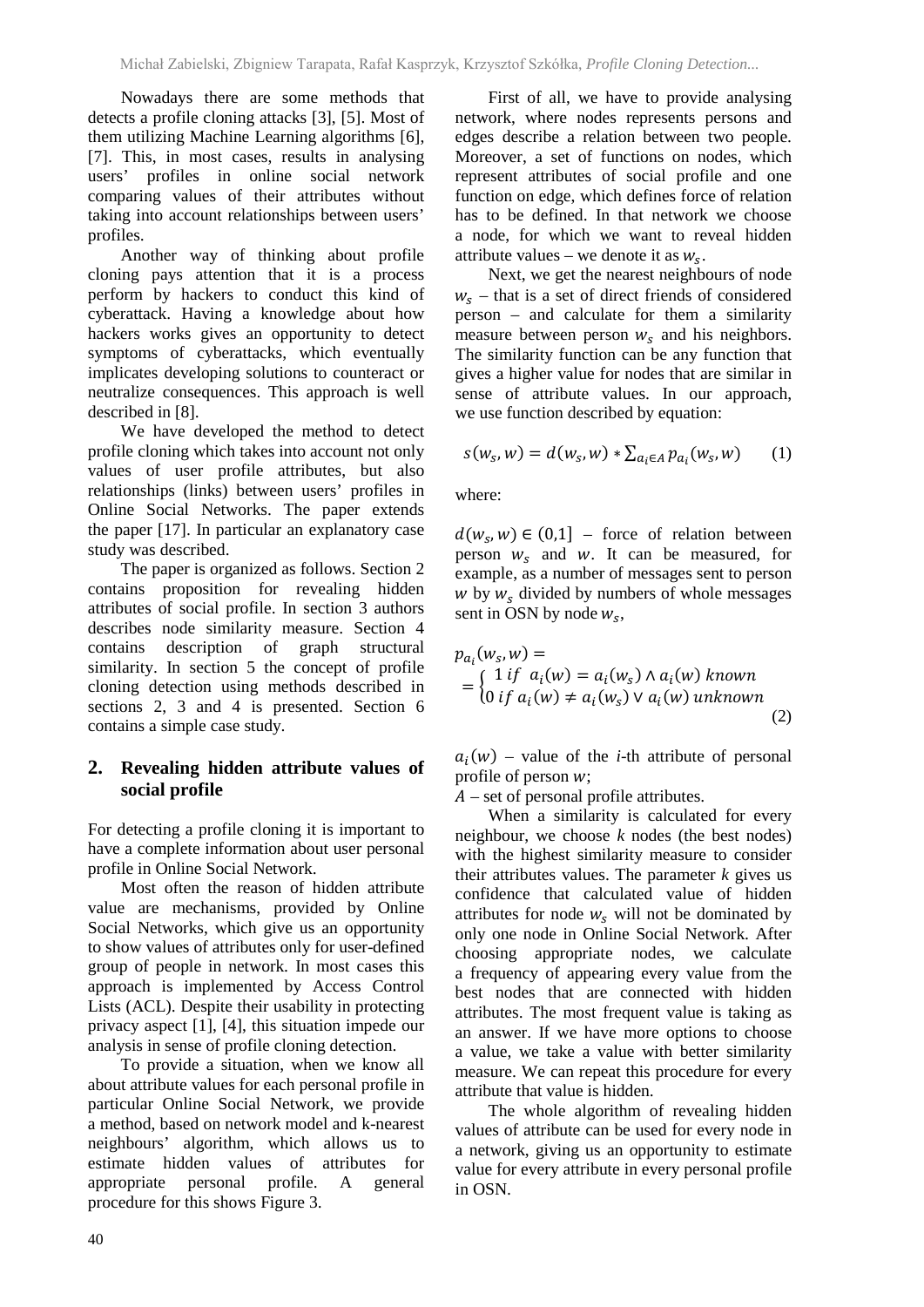Nowadays there are some methods that detects a profile cloning attacks [3], [5]. Most of them utilizing Machine Learning algorithms [6], [7]. This, in most cases, results in analysing users' profiles in online social network comparing values of their attributes without taking into account relationships between users' profiles.

Another way of thinking about profile cloning pays attention that it is a process perform by hackers to conduct this kind of cyberattack. Having a knowledge about how hackers works gives an opportunity to detect symptoms of cyberattacks, which eventually implicates developing solutions to counteract or neutralize consequences. This approach is well described in [8].

We have developed the method to detect profile cloning which takes into account not only values of user profile attributes, but also relationships (links) between users' profiles in Online Social Networks. The paper extends the paper [17]. In particular an explanatory case study was described.

The paper is organized as follows. Section 2 contains proposition for revealing hidden attributes of social profile. In section 3 authors describes node similarity measure. Section 4 contains description of graph structural similarity. In section 5 the concept of profile cloning detection using methods described in sections 2, 3 and 4 is presented. Section 6 contains a simple case study.

## 2. Revealing hidden attribute values of social profile

For detecting a profile cloning it is important to have a complete information about user personal profile in Online Social Network.

Most often the reason of hidden attribute value are mechanisms, provided by Online Social Networks, which give us an opportunity to show values of attributes only for user-defined group of people in network. In most cases this approach is implemented by Access Control Lists (ACL). Despite their usability in protecting privacy aspect [1], [4], this situation impede our analysis in sense of profile cloning detection.

To provide a situation, when we know all about attribute values for each personal profile in particular Online Social Network, we provide a method, based on network model and k-nearest neighbours' algorithm, which allows us to estimate hidden values of attributes for appropriate personal profile. A general procedure for this shows Figure 3.

First of all, we have to provide analysing network, where nodes represents persons and edges describe a relation between two people. Moreover, a set of functions on nodes, which represent attributes of social profile and one function on edge, which defines force of relation has to be defined. In that network we choose a node, for which we want to reveal hidden attribute values – we denote it as $w_s$.

Next, we get the nearest neighbours of node $w_s$ – that is a set of direct friends of considered person – and calculate for them a similarity measure between person $w_s$ and his neighbors. The similarity function can be any function that gives a higher value for nodes that are similar in sense of attribute values. In our approach, we use function described by equation:

$$s(w_s, w) = d(w_s, w) * \sum_{a_i \in A} p_{a_i}(w_s, w) \qquad (1)$$

where:

$d(w_s, w) \in (0,1]$ – force of relation between person $w_s$ and $w$. It can be measured, for example, as a number of messages sent to person $w$ by $w_s$ divided by numbers of whole messages sent in OSN by node $w_s$,

$$p_{a_i}(w_s, w) = \begin{cases} 1 \; if \;\; a_i(w) = a_i(w_s) \wedge a_i(w) \; known \\ 0 \; if \; a_i(w) \neq a_i(w_s) \vee a_i(w) \; unknown \end{cases} \qquad (2)$$

$a_i(w)$ – value of the *i*-th attribute of personal profile of person $w$;

$A$ – set of personal profile attributes.

When a similarity is calculated for every neighbour, we choose $k$ nodes (the best nodes) with the highest similarity measure to consider their attributes values. The parameter $k$ gives us confidence that calculated value of hidden attributes for node $w_s$ will not be dominated by only one node in Online Social Network. After choosing appropriate nodes, we calculate a frequency of appearing every value from the best nodes that are connected with hidden attributes. The most frequent value is taking as an answer. If we have more options to choose a value, we take a value with better similarity measure. We can repeat this procedure for every attribute that value is hidden.

The whole algorithm of revealing hidden values of attribute can be used for every node in a network, giving us an opportunity to estimate value for every attribute in every personal profile in OSN.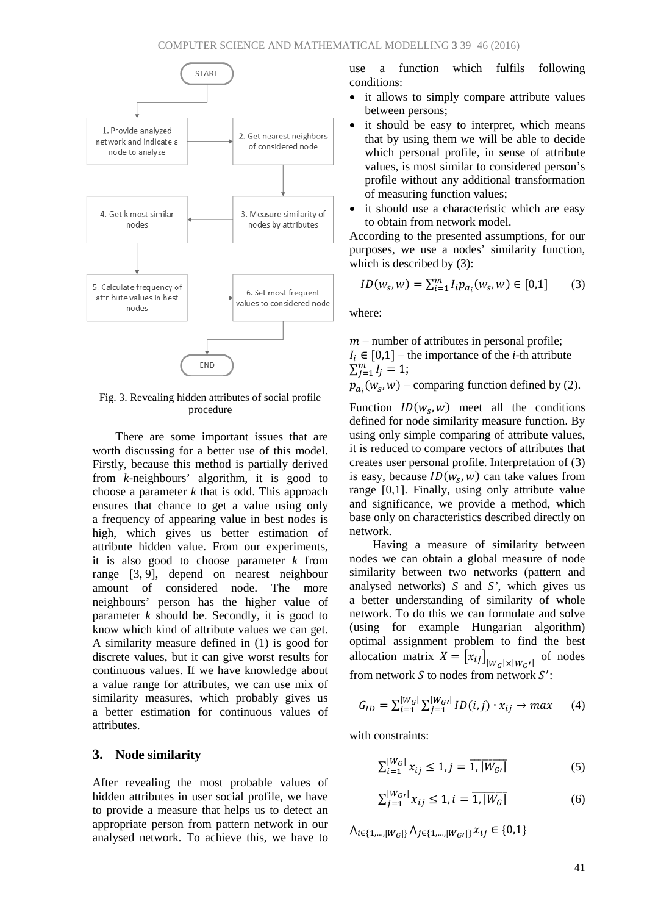Fig. 3. Revealing hidden attributes of social profile procedure

There are some important issues that are worth discussing for a better use of this model. Firstly, because this method is partially derived from *k*-neighbours' algorithm, it is good to choose a parameter *k* that is odd. This approach ensures that chance to get a value using only a frequency of appearing value in best nodes is high, which gives us better estimation of attribute hidden value. From our experiments, it is also good to choose parameter *k* from range [3, 9], depend on nearest neighbour amount of considered node. The more neighbours' person has the higher value of parameter *k* should be. Secondly, it is good to know which kind of attribute values we can get. A similarity measure defined in (1) is good for discrete values, but it can give worst results for continuous values. If we have knowledge about a value range for attributes, we can use mix of similarity measures, which probably gives us a better estimation for continuous values of attributes.

## 3. Node similarity

After revealing the most probable values of hidden attributes in user social profile, we have to provide a measure that helps us to detect an appropriate person from pattern network in our analysed network. To achieve this, we have to use a function which fulfils following conditions:

- it allows to simply compare attribute values between persons;
- it should be easy to interpret, which means that by using them we will be able to decide which personal profile, in sense of attribute values, is most similar to considered person's profile without any additional transformation of measuring function values;
- it should use a characteristic which are easy to obtain from network model.

According to the presented assumptions, for our purposes, we use a nodes' similarity function, which is described by (3):

$$ID(w_s, w) = \sum_{i=1}^{m} I_i p_{a_i}(w_s, w) \in [0,1] \qquad (3)$$

where:

$m$ – number of attributes in personal profile;
$I_i \in [0,1]$ – the importance of the *i*-th attribute $\sum_{j=1}^{m} I_j = 1$;
$p_{a_i}(w_s, w)$ – comparing function defined by (2).

Function $ID(w_s, w)$ meet all the conditions defined for node similarity measure function. By using only simple comparing of attribute values, it is reduced to compare vectors of attributes that creates user personal profile. Interpretation of (3) is easy, because $ID(w_s, w)$ can take values from range [0,1]. Finally, using only attribute value and significance, we provide a method, which base only on characteristics described directly on network.

Having a measure of similarity between nodes we can obtain a global measure of node similarity between two networks (pattern and analysed networks) $S$ and $S'$, which gives us a better understanding of similarity of whole network. To do this we can formulate and solve (using for example Hungarian algorithm) optimal assignment problem to find the best allocation matrix $X = [x_{ij}]_{|W_G| \times |W_{G'}|}$ of nodes from network $S$ to nodes from network $S'$:

$$G_{ID} = \sum_{i=1}^{|W_G|} \sum_{j=1}^{|W_{G'}|} ID(i,j) \cdot x_{ij} \rightarrow max \qquad (4)$$

with constraints:

$$\sum_{i=1}^{|W_G|} x_{ij} \leq 1, j = \overline{1, |W_{G'}|} \qquad (5)$$

$$\sum_{j=1}^{|W_{G'}|} x_{ij} \leq 1, i = \overline{1, |W_G|} \qquad (6)$$

$$\bigwedge_{i \in \{1,\dots,|W_G|\}} \bigwedge_{j \in \{1,\dots,|W_{G'}|\}} x_{ij} \in \{0,1\}$$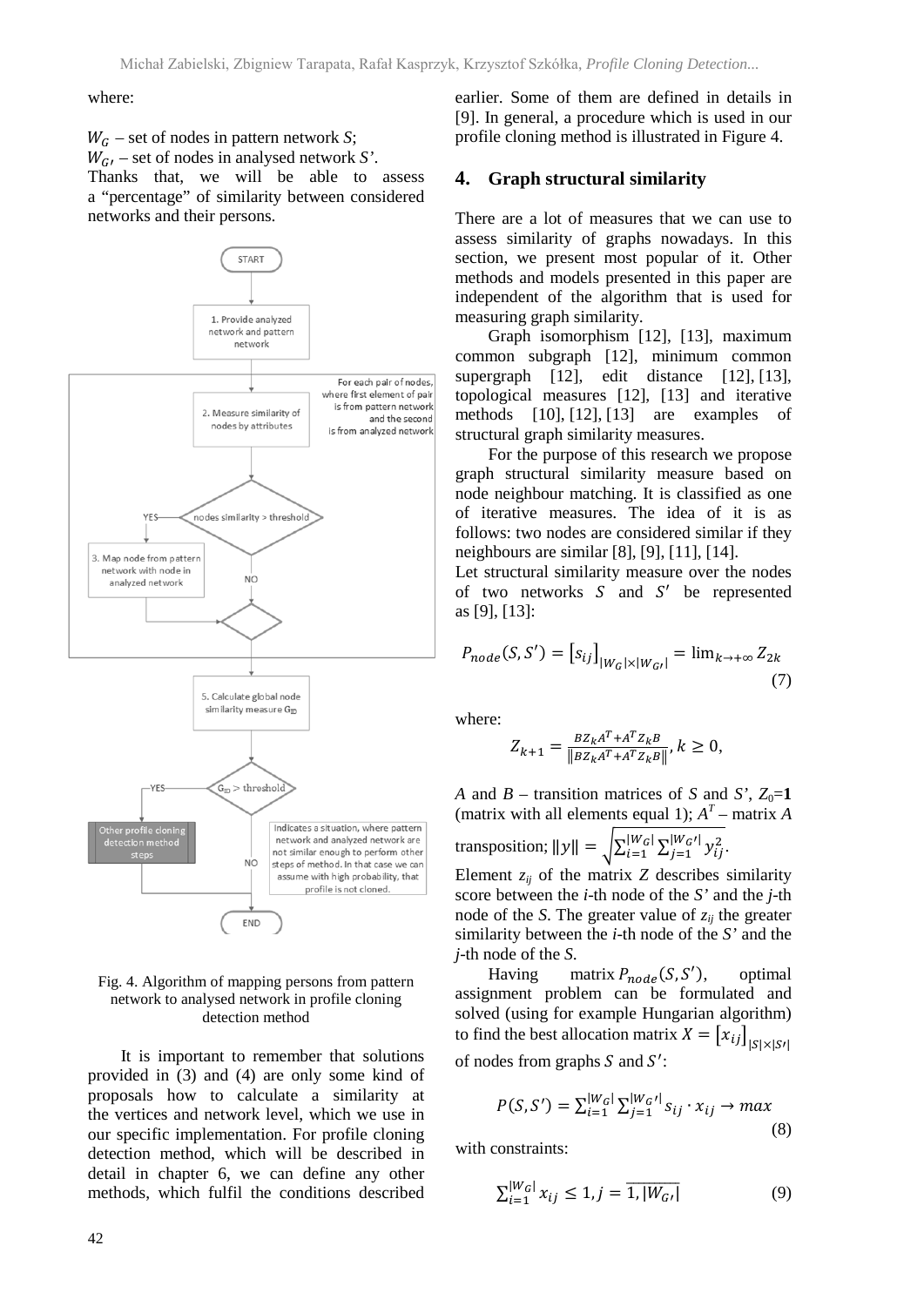where:

$W_G$ – set of nodes in pattern network *S*;
$W_{G'}$ – set of nodes in analysed network *S'*.
Thanks that, we will be able to assess a "percentage" of similarity between considered networks and their persons.

Fig. 4. Algorithm of mapping persons from pattern network to analysed network in profile cloning detection method

It is important to remember that solutions provided in (3) and (4) are only some kind of proposals how to calculate a similarity at the vertices and network level, which we use in our specific implementation. For profile cloning detection method, which will be described in detail in chapter 6, we can define any other methods, which fulfil the conditions described earlier. Some of them are defined in details in [9]. In general, a procedure which is used in our profile cloning method is illustrated in Figure 4.

## 4. Graph structural similarity

There are a lot of measures that we can use to assess similarity of graphs nowadays. In this section, we present most popular of it. Other methods and models presented in this paper are independent of the algorithm that is used for measuring graph similarity.

Graph isomorphism [12], [13], maximum common subgraph [12], minimum common supergraph [12], edit distance [12], [13], topological measures [12], [13] and iterative methods [10], [12], [13] are examples of structural graph similarity measures.

For the purpose of this research we propose graph structural similarity measure based on node neighbour matching. It is classified as one of iterative measures. The idea of it is as follows: two nodes are considered similar if they neighbours are similar [8], [9], [11], [14].
Let structural similarity measure over the nodes of two networks $S$ and $S'$ be represented as [9], [13]:

$$P_{node}(S,S') = [s_{ij}]_{|W_G|\times|W_{G'}|} = \lim_{k\to+\infty} Z_{2k} \quad (7)$$

where:

$$Z_{k+1} = \frac{BZ_kA^T + A^TZ_kB}{\|BZ_kA^T + A^TZ_kB\|}, k \geq 0,$$

*A* and *B* – transition matrices of *S* and *S'*, $Z_0=\mathbf{1}$ (matrix with all elements equal 1); $A^T$ – matrix *A* transposition; $\|y\| = \sqrt{\sum_{i=1}^{|W_G|}\sum_{j=1}^{|W_{G'}|} y_{ij}^2}$.
Element $z_{ij}$ of the matrix *Z* describes similarity score between the *i*-th node of the *S'* and the *j*-th node of the *S*. The greater value of $z_{ij}$ the greater similarity between the *i*-th node of the *S'* and the *j*-th node of the *S*.

Having matrix $P_{node}(S,S')$, optimal assignment problem can be formulated and solved (using for example Hungarian algorithm) to find the best allocation matrix $X = [x_{ij}]_{|S|\times|S'|}$ of nodes from graphs $S$ and $S'$:

$$P(S,S') = \sum_{i=1}^{|W_G|}\sum_{j=1}^{|W_{G'}|} s_{ij}\cdot x_{ij} \to max \quad (8)$$

with constraints:

$$\sum_{i=1}^{|W_G|} x_{ij} \leq 1, j = \overline{1,|W_{G'}|} \quad (9)$$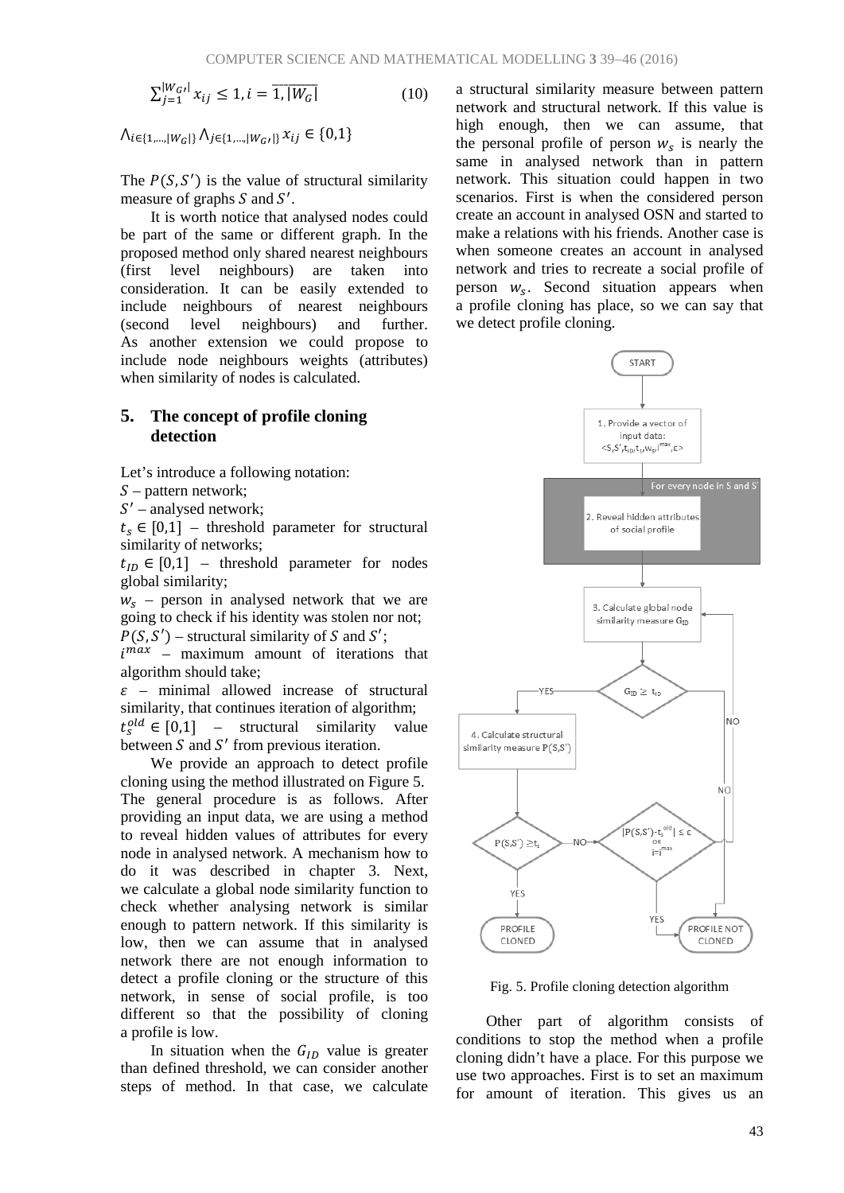$$\sum_{j=1}^{|W_{G'}|} x_{ij} \leq 1, i = \overline{1, |W_G|} \tag{10}$$

$$\bigwedge_{i \in \{1,\ldots,|W_G|\}} \bigwedge_{j \in \{1,\ldots,|W_{G'}|\}} x_{ij} \in \{0,1\}$$

The $P(S, S')$ is the value of structural similarity measure of graphs $S$ and $S'$.

It is worth notice that analysed nodes could be part of the same or different graph. In the proposed method only shared nearest neighbours (first level neighbours) are taken into consideration. It can be easily extended to include neighbours of nearest neighbours (second level neighbours) and further. As another extension we could propose to include node neighbours weights (attributes) when similarity of nodes is calculated.

## 5. The concept of profile cloning detection

Let's introduce a following notation:

$S$ – pattern network;

$S'$ – analysed network;

$t_s \in [0,1]$ – threshold parameter for structural similarity of networks;

$t_{ID} \in [0,1]$ – threshold parameter for nodes global similarity;

$w_s$ – person in analysed network that we are going to check if his identity was stolen nor not;

$P(S, S')$ – structural similarity of $S$ and $S'$;

$i^{max}$ – maximum amount of iterations that algorithm should take;

$\varepsilon$ – minimal allowed increase of structural similarity, that continues iteration of algorithm;

$t_s^{old} \in [0,1]$ – structural similarity value between $S$ and $S'$ from previous iteration.

We provide an approach to detect profile cloning using the method illustrated on Figure 5. The general procedure is as follows. After providing an input data, we are using a method to reveal hidden values of attributes for every node in analysed network. A mechanism how to do it was described in chapter 3. Next, we calculate a global node similarity function to check whether analysing network is similar enough to pattern network. If this similarity is low, then we can assume that in analysed network there are not enough information to detect a profile cloning or the structure of this network, in sense of social profile, is too different so that the possibility of cloning a profile is low.

In situation when the $G_{ID}$ value is greater than defined threshold, we can consider another steps of method. In that case, we calculate a structural similarity measure between pattern network and structural network. If this value is high enough, then we can assume, that the personal profile of person $w_s$ is nearly the same in analysed network than in pattern network. This situation could happen in two scenarios. First is when the considered person create an account in analysed OSN and started to make a relations with his friends. Another case is when someone creates an account in analysed network and tries to recreate a social profile of person $w_s$. Second situation appears when a profile cloning has place, so we can say that we detect profile cloning.

Fig. 5. Profile cloning detection algorithm

Other part of algorithm consists of conditions to stop the method when a profile cloning didn't have a place. For this purpose we use two approaches. First is to set an maximum for amount of iteration. This gives us an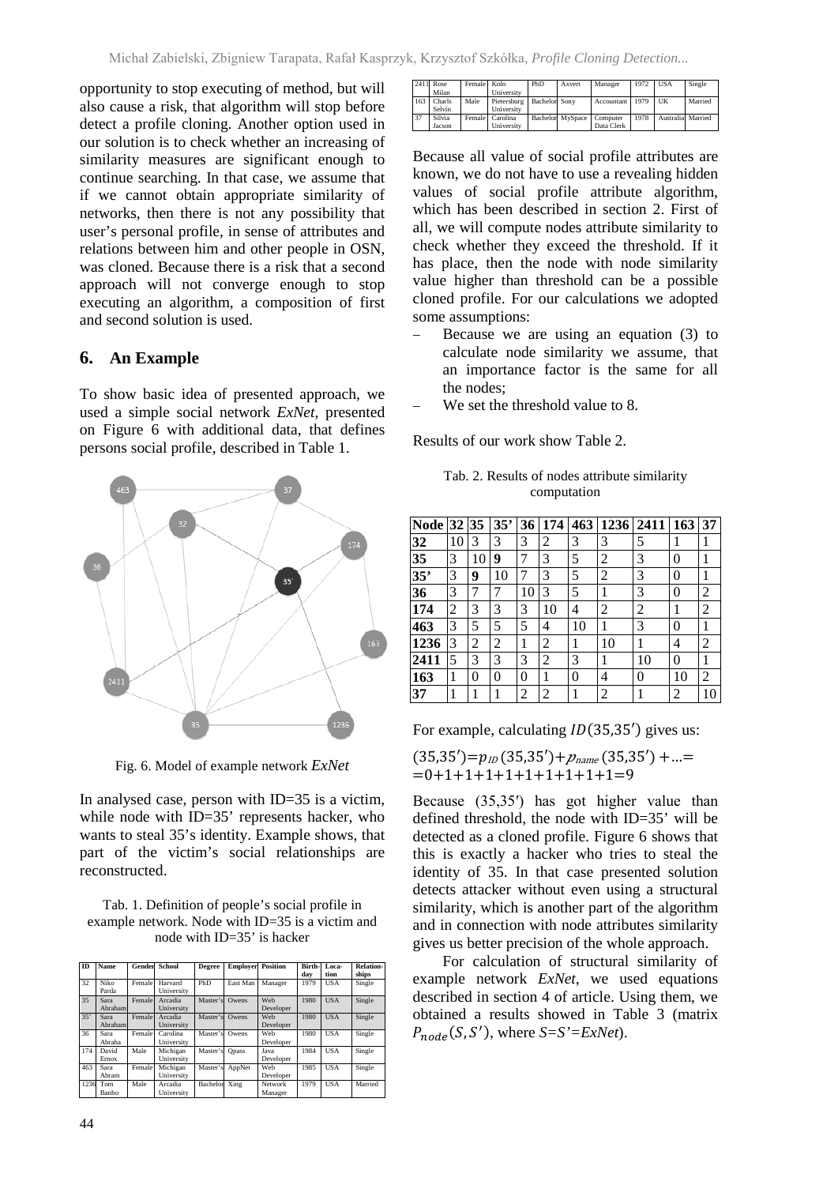opportunity to stop executing of method, but will also cause a risk, that algorithm will stop before detect a profile cloning. Another option used in our solution is to check whether an increasing of similarity measures are significant enough to continue searching. In that case, we assume that if we cannot obtain appropriate similarity of networks, then there is not any possibility that user's personal profile, in sense of attributes and relations between him and other people in OSN, was cloned. Because there is a risk that a second approach will not converge enough to stop executing an algorithm, a composition of first and second solution is used.

## 6. An Example

To show basic idea of presented approach, we used a simple social network *ExNet*, presented on Figure 6 with additional data, that defines persons social profile, described in Table 1.

Fig. 6. Model of example network *ExNet*

In analysed case, person with ID=35 is a victim, while node with ID=35' represents hacker, who wants to steal 35's identity. Example shows, that part of the victim's social relationships are reconstructed.

Tab. 1. Definition of people's social profile in example network. Node with ID=35 is a victim and node with ID=35' is hacker

| ID | Name | Gender | School | Degree | Employer | Position | Birth-day | Loca-tion | Relation-ships |
|---|---|---|---|---|---|---|---|---|---|
| 32 | Niko Parda | Female | Harvard University | PhD | East Man | Manager | 1979 | USA | Single |
| 35 | Sara Abraham | Female | Arcadia University | Master's | Owens | Web Developer | 1980 | USA | Single |
| 35' | Sara Abraham | Female | Arcadia University | Master's | Owens | Web Developer | 1980 | USA | Single |
| 36 | Sara Abraha | Female | Carolina University | Master's | Owens | Web Developer | 1980 | USA | Single |
| 174 | David Ernox | Male | Michigan University | Master's | Qpass | Java Developer | 1984 | USA | Single |
| 463 | Sara Abram | Female | Michigan University | Master's | AppNet | Web Developer | 1985 | USA | Single |
| 1236 | Tom Banho | Male | Arcadia University | Bachelor | Xing | Network Manager | 1979 | USA | Married |
| 2411 | Rose Milan | Female | Koln University | PhD | Axvert | Manager | 1972 | USA | Single |
| 163 | Charls Selvin | Male | Pietersburg University | Bachelor | Sony | Accountant | 1979 | UK | Married |
| 37 | Silvia Jacson | Female | Carolina University | Bachelor | MySpace | Computer Data Clerk | 1978 | Australia | Married |

Because all value of social profile attributes are known, we do not have to use a revealing hidden values of social profile attribute algorithm, which has been described in section 2. First of all, we will compute nodes attribute similarity to check whether they exceed the threshold. If it has place, then the node with node similarity value higher than threshold can be a possible cloned profile. For our calculations we adopted some assumptions:

- Because we are using an equation (3) to calculate node similarity we assume, that an importance factor is the same for all the nodes;
- We set the threshold value to 8.

Results of our work show Table 2.

Tab. 2. Results of nodes attribute similarity computation

| Node | 32 | 35 | 35' | 36 | 174 | 463 | 1236 | 2411 | 163 | 37 |
|---|---|---|---|---|---|---|---|---|---|---|
| **32** | 10 | 3 | 3 | 3 | 2 | 3 | 3 | 5 | 1 | 1 |
| **35** | 3 | 10 | **9** | 7 | 3 | 5 | 2 | 3 | 0 | 1 |
| **35'** | 3 | **9** | 10 | 7 | 3 | 5 | 2 | 3 | 0 | 1 |
| **36** | 3 | 7 | 7 | 10 | 3 | 5 | 1 | 3 | 0 | 2 |
| **174** | 2 | 3 | 3 | 3 | 10 | 4 | 2 | 2 | 1 | 2 |
| **463** | 3 | 5 | 5 | 5 | 4 | 10 | 1 | 3 | 0 | 1 |
| **1236** | 3 | 2 | 2 | 1 | 2 | 1 | 10 | 1 | 4 | 2 |
| **2411** | 5 | 3 | 3 | 3 | 2 | 3 | 1 | 10 | 0 | 1 |
| **163** | 1 | 0 | 0 | 0 | 1 | 0 | 4 | 0 | 10 | 2 |
| **37** | 1 | 1 | 1 | 2 | 2 | 1 | 2 | 1 | 2 | 10 |

For example, calculating $ID(35,35')$ gives us:

$(35,35')=p_{ID}(35,35')+p_{name}(35,35')+\ldots=$
$=0+1+1+1+1+1+1+1+1+1=9$

Because $(35,35')$ has got higher value than defined threshold, the node with ID=35' will be detected as a cloned profile. Figure 6 shows that this is exactly a hacker who tries to steal the identity of 35. In that case presented solution detects attacker without even using a structural similarity, which is another part of the algorithm and in connection with node attributes similarity gives us better precision of the whole approach.

For calculation of structural similarity of example network *ExNet*, we used equations described in section 4 of article. Using them, we obtained a results showed in Table 3 (matrix $P_{node}(S,S')$, where $S=S'=ExNet$).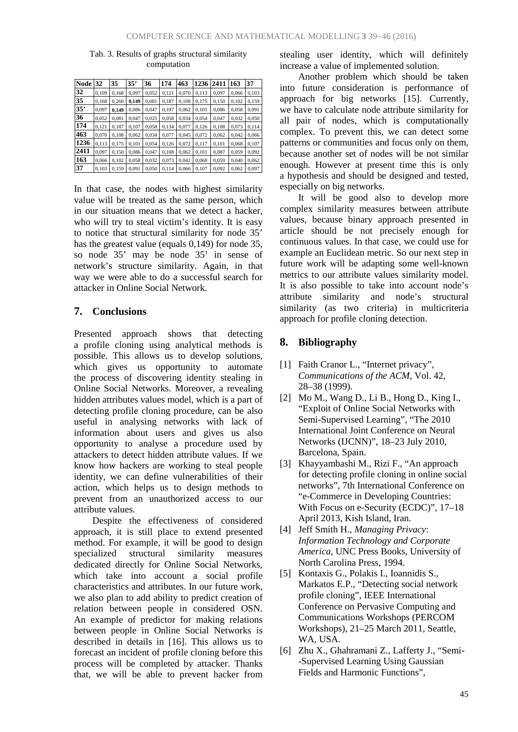Tab. 3. Results of graphs structural similarity computation

| Node | 32 | 35 | 35’ | 36 | 174 | 463 | 1236 | 2411 | 163 | 37 |
|---|---|---|---|---|---|---|---|---|---|---|
| 32 | 0,109 | 0,168 | 0,097 | 0,052 | 0,121 | 0,070 | 0,113 | 0,097 | 0,066 | 0,103 |
| 35 | 0,168 | 0,260 | **0,149** | 0,081 | 0,187 | 0,108 | 0,175 | 0,150 | 0,102 | 0,159 |
| 35’ | 0,097 | **0,149** | 0,086 | 0,047 | 0,107 | 0,062 | 0,101 | 0,086 | 0,058 | 0,091 |
| 36 | 0,052 | 0,081 | 0,047 | 0,025 | 0,058 | 0,034 | 0,054 | 0,047 | 0,032 | 0,050 |
| 174 | 0,121 | 0,187 | 0,107 | 0,058 | 0,134 | 0,077 | 0,126 | 0,108 | 0,073 | 0,114 |
| 463 | 0,070 | 0,108 | 0,062 | 0,034 | 0,077 | 0,045 | 0,072 | 0,062 | 0,042 | 0,066 |
| 1236 | 0,113 | 0,175 | 0,101 | 0,054 | 0,126 | 0,072 | 0,117 | 0,101 | 0,068 | 0,107 |
| 2411 | 0,097 | 0,150 | 0,086 | 0,047 | 0,108 | 0,062 | 0,101 | 0,087 | 0,059 | 0,092 |
| 163 | 0,066 | 0,102 | 0,058 | 0,032 | 0,073 | 0,042 | 0,068 | 0,059 | 0,040 | 0,062 |
| 37 | 0,103 | 0,159 | 0,091 | 0,050 | 0,114 | 0,066 | 0,107 | 0,092 | 0,062 | 0,097 |

In that case, the nodes with highest similarity value will be treated as the same person, which in our situation means that we detect a hacker, who will try to steal victim’s identity. It is easy to notice that structural similarity for node 35’ has the greatest value (equals 0,149) for node 35, so node 35’ may be node 35’ in sense of network’s structure similarity. Again, in that way we were able to do a successful search for attacker in Online Social Network.

## 7. Conclusions

Presented approach shows that detecting a profile cloning using analytical methods is possible. This allows us to develop solutions, which gives us opportunity to automate the process of discovering identity stealing in Online Social Networks. Moreover, a revealing hidden attributes values model, which is a part of detecting profile cloning procedure, can be also useful in analysing networks with lack of information about users and gives us also opportunity to analyse a procedure used by attackers to detect hidden attribute values. If we know how hackers are working to steal people identity, we can define vulnerabilities of their action, which helps us to design methods to prevent from an unauthorized access to our attribute values.

Despite the effectiveness of considered approach, it is still place to extend presented method. For example, it will be good to design specialized structural similarity measures dedicated directly for Online Social Networks, which take into account a social profile characteristics and attributes. In our future work, we also plan to add ability to predict creation of relation between people in considered OSN. An example of predictor for making relations between people in Online Social Networks is described in details in [16]. This allows us to forecast an incident of profile cloning before this process will be completed by attacker. Thanks that, we will be able to prevent hacker from stealing user identity, which will definitely increase a value of implemented solution.

Another problem which should be taken into future consideration is performance of approach for big networks [15]. Currently, we have to calculate node attribute similarity for all pair of nodes, which is computationally complex. To prevent this, we can detect some patterns or communities and focus only on them, because another set of nodes will be not similar enough. However at present time this is only a hypothesis and should be designed and tested, especially on big networks.

It will be good also to develop more complex similarity measures between attribute values, because binary approach presented in article should be not precisely enough for continuous values. In that case, we could use for example an Euclidean metric. So our next step in future work will be adapting some well-known metrics to our attribute values similarity model. It is also possible to take into account node’s attribute similarity and node’s structural similarity (as two criteria) in multicriteria approach for profile cloning detection.

## 8. Bibliography

[1] Faith Cranor L., “Internet privacy”, *Communications of the ACM*, Vol. 42, 28–38 (1999).

[2] Mo M., Wang D., Li B., Hong D., King I., “Exploit of Online Social Networks with Semi-Supervised Learning”, “The 2010 International Joint Conference on Neural Networks (IJCNN)”, 18–23 July 2010, Barcelona, Spain.

[3] Khayyambashi M., Rizi F., “An approach for detecting profile cloning in online social networks”, 7th International Conference on “e-Commerce in Developing Countries: With Focus on e-Security (ECDC)”, 17–18 April 2013, Kish Island, Iran.

[4] Jeff Smith H., *Managing Privacy*: *Information Technology and Corporate America*, UNC Press Books, University of North Carolina Press, 1994.

[5] Kontaxis G., Polakis I., Ioannidis S., Markatos E.P., “Detecting social network profile cloning”, IEEE International Conference on Pervasive Computing and Communications Workshops (PERCOM Workshops), 21–25 March 2011, Seattle, WA, USA.

[6] Zhu X., Ghahramani Z., Lafferty J., “Semi--Supervised Learning Using Gaussian Fields and Harmonic Functions”,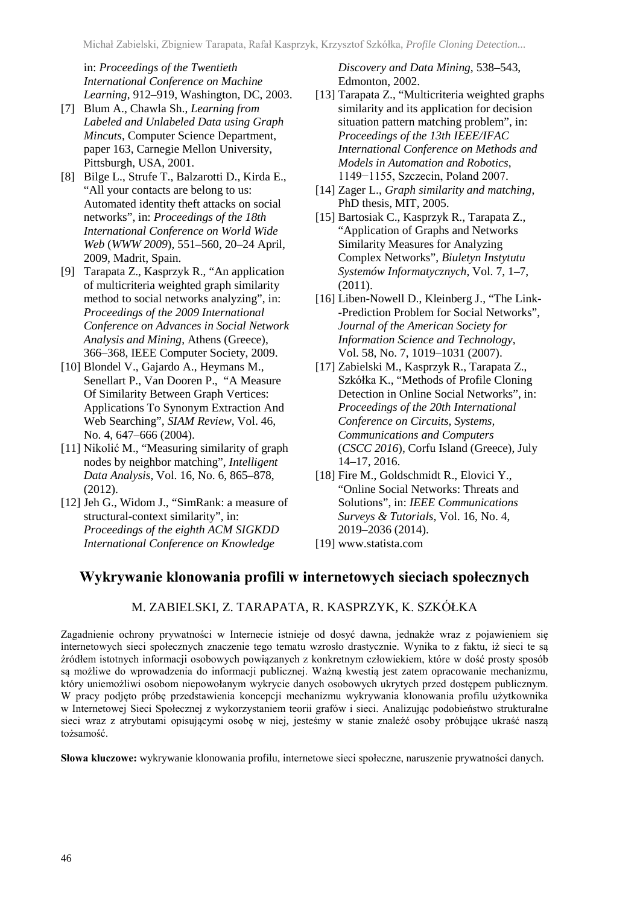in: *Proceedings of the Twentieth International Conference on Machine Learning*, 912–919, Washington, DC, 2003.

[7] Blum A., Chawla Sh., *Learning from Labeled and Unlabeled Data using Graph Mincuts*, Computer Science Department, paper 163, Carnegie Mellon University, Pittsburgh, USA, 2001.

[8] Bilge L., Strufe T., Balzarotti D., Kirda E., "All your contacts are belong to us: Automated identity theft attacks on social networks", in: *Proceedings of the 18th International Conference on World Wide Web* (*WWW 2009*), 551–560, 20–24 April, 2009, Madrit, Spain.

[9] Tarapata Z., Kasprzyk R., "An application of multicriteria weighted graph similarity method to social networks analyzing", in: *Proceedings of the 2009 International Conference on Advances in Social Network Analysis and Mining*, Athens (Greece), 366–368, IEEE Computer Society, 2009.

[10] Blondel V., Gajardo A., Heymans M., Senellart P., Van Dooren P., "A Measure Of Similarity Between Graph Vertices: Applications To Synonym Extraction And Web Searching", *SIAM Review*, Vol. 46, No. 4, 647–666 (2004).

[11] Nikolić M., "Measuring similarity of graph nodes by neighbor matching", *Intelligent Data Analysis*, Vol. 16, No. 6, 865–878, (2012).

[12] Jeh G., Widom J., "SimRank: a measure of structural-context similarity", in: *Proceedings of the eighth ACM SIGKDD International Conference on Knowledge Discovery and Data Mining*, 538–543, Edmonton, 2002.

[13] Tarapata Z., "Multicriteria weighted graphs similarity and its application for decision situation pattern matching problem", in: *Proceedings of the 13th IEEE/IFAC International Conference on Methods and Models in Automation and Robotics*, 1149−1155, Szczecin, Poland 2007.

[14] Zager L., *Graph similarity and matching*, PhD thesis, MIT, 2005.

[15] Bartosiak C., Kasprzyk R., Tarapata Z., "Application of Graphs and Networks Similarity Measures for Analyzing Complex Networks", *Biuletyn Instytutu Systemów Informatycznych*, Vol. 7, 1–7, (2011).

[16] Liben-Nowell D., Kleinberg J., "The Link--Prediction Problem for Social Networks", *Journal of the American Society for Information Science and Technology*, Vol. 58, No. 7, 1019–1031 (2007).

[17] Zabielski M., Kasprzyk R., Tarapata Z., Szkółka K., "Methods of Profile Cloning Detection in Online Social Networks", in: *Proceedings of the 20th International Conference on Circuits, Systems, Communications and Computers* (*CSCC 2016*), Corfu Island (Greece), July 14–17, 2016.

[18] Fire M., Goldschmidt R., Elovici Y., "Online Social Networks: Threats and Solutions", in: *IEEE Communications Surveys & Tutorials*, Vol. 16, No. 4, 2019–2036 (2014).

[19] www.statista.com

## Wykrywanie klonowania profili w internetowych sieciach społecznych

M. ZABIELSKI, Z. TARAPATA, R. KASPRZYK, K. SZKÓŁKA

Zagadnienie ochrony prywatności w Internecie istnieje od dosyć dawna, jednakże wraz z pojawieniem się internetowych sieci społecznych znaczenie tego tematu wzrosło drastycznie. Wynika to z faktu, iż sieci te są źródłem istotnych informacji osobowych powiązanych z konkretnym człowiekiem, które w dość prosty sposób są możliwe do wprowadzenia do informacji publicznej. Ważną kwestią jest zatem opracowanie mechanizmu, który uniemożliwi osobom niepowołanym wykrycie danych osobowych ukrytych przed dostępem publicznym. W pracy podjęto próbę przedstawienia koncepcji mechanizmu wykrywania klonowania profilu użytkownika w Internetowej Sieci Społecznej z wykorzystaniem teorii grafów i sieci. Analizując podobieństwo strukturalne sieci wraz z atrybutami opisującymi osobę w niej, jesteśmy w stanie znaleźć osoby próbujące ukraść naszą tożsamość.

**Słowa kluczowe:** wykrywanie klonowania profilu, internetowe sieci społeczne, naruszenie prywatności danych.